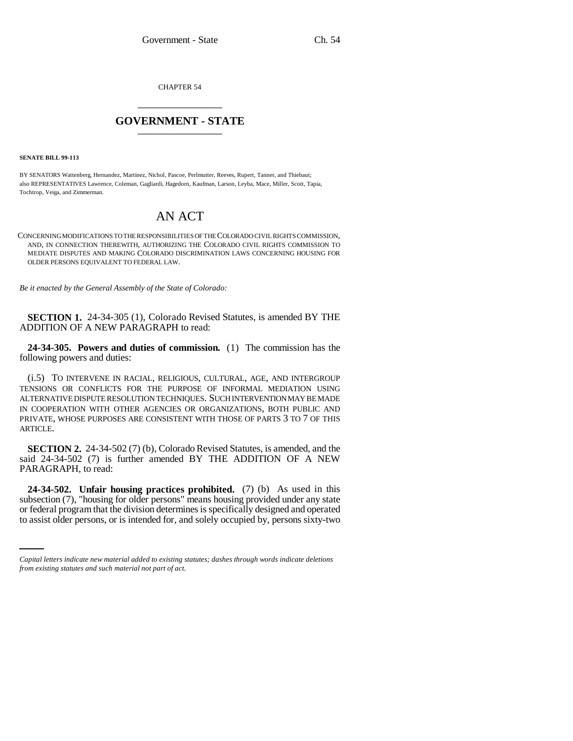CHAPTER 54

# GOVERNMENT - STATE

**SENATE BILL 99-113**

BY SENATORS Wattenberg, Hernandez, Martinez, Nichol, Pascoe, Perlmutter, Reeves, Rupert, Tanner, and Thiebaut;
also REPRESENTATIVES Lawrence, Coleman, Gagliardi, Hagedorn, Kaufman, Larson, Leyba, Mace, Miller, Scott, Tapia, Tochtrop, Veiga, and Zimmerman.

# AN ACT

CONCERNING MODIFICATIONS TO THE RESPONSIBILITIES OF THE COLORADO CIVIL RIGHTS COMMISSION, AND, IN CONNECTION THEREWITH, AUTHORIZING THE COLORADO CIVIL RIGHTS COMMISSION TO MEDIATE DISPUTES AND MAKING COLORADO DISCRIMINATION LAWS CONCERNING HOUSING FOR OLDER PERSONS EQUIVALENT TO FEDERAL LAW.

*Be it enacted by the General Assembly of the State of Colorado:*

**SECTION 1.** 24-34-305 (1), Colorado Revised Statutes, is amended BY THE ADDITION OF A NEW PARAGRAPH to read:

**24-34-305. Powers and duties of commission.** (1) The commission has the following powers and duties:

(i.5) TO INTERVENE IN RACIAL, RELIGIOUS, CULTURAL, AGE, AND INTERGROUP TENSIONS OR CONFLICTS FOR THE PURPOSE OF INFORMAL MEDIATION USING ALTERNATIVE DISPUTE RESOLUTION TECHNIQUES. SUCH INTERVENTION MAY BE MADE IN COOPERATION WITH OTHER AGENCIES OR ORGANIZATIONS, BOTH PUBLIC AND PRIVATE, WHOSE PURPOSES ARE CONSISTENT WITH THOSE OF PARTS 3 TO 7 OF THIS ARTICLE.

**SECTION 2.** 24-34-502 (7) (b), Colorado Revised Statutes, is amended, and the said 24-34-502 (7) is further amended BY THE ADDITION OF A NEW PARAGRAPH, to read:

**24-34-502. Unfair housing practices prohibited.** (7) (b) As used in this subsection (7), "housing for older persons" means housing provided under any state or federal program that the division determines is specifically designed and operated to assist older persons, or is intended for, and solely occupied by, persons sixty-two

*Capital letters indicate new material added to existing statutes; dashes through words indicate deletions from existing statutes and such material not part of act.*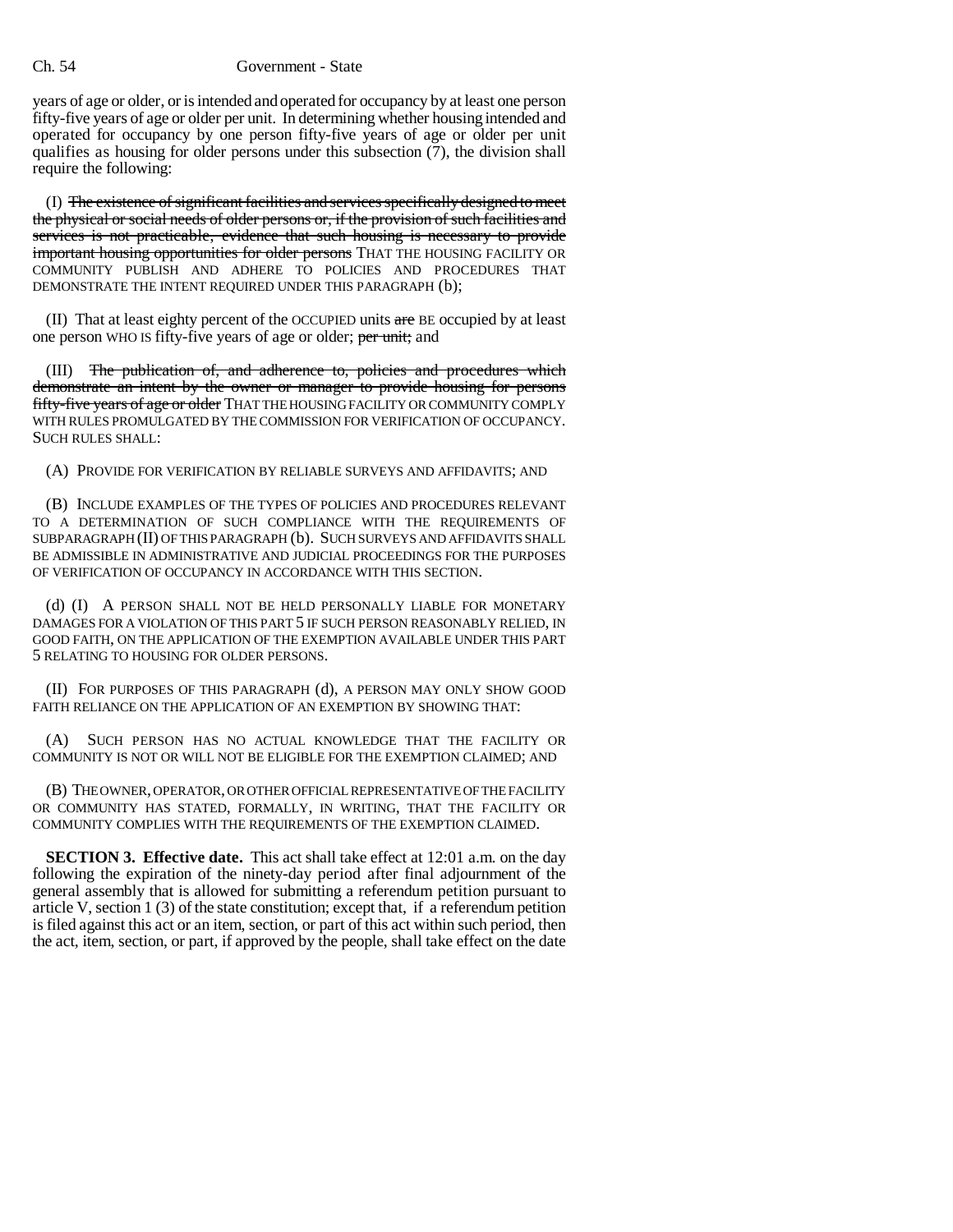years of age or older, or is intended and operated for occupancy by at least one person fifty-five years of age or older per unit. In determining whether housing intended and operated for occupancy by one person fifty-five years of age or older per unit qualifies as housing for older persons under this subsection (7), the division shall require the following:

(I) ~~The existence of significant facilities and services specifically designed to meet the physical or social needs of older persons or, if the provision of such facilities and services is not practicable, evidence that such housing is necessary to provide important housing opportunities for older persons~~ THAT THE HOUSING FACILITY OR COMMUNITY PUBLISH AND ADHERE TO POLICIES AND PROCEDURES THAT DEMONSTRATE THE INTENT REQUIRED UNDER THIS PARAGRAPH (b);

(II) That at least eighty percent of the OCCUPIED units ~~are~~ BE occupied by at least one person WHO IS fifty-five years of age or older; ~~per unit;~~ and

(III) ~~The publication of, and adherence to, policies and procedures which demonstrate an intent by the owner or manager to provide housing for persons fifty-five years of age or older~~ THAT THE HOUSING FACILITY OR COMMUNITY COMPLY WITH RULES PROMULGATED BY THE COMMISSION FOR VERIFICATION OF OCCUPANCY. SUCH RULES SHALL:

(A) PROVIDE FOR VERIFICATION BY RELIABLE SURVEYS AND AFFIDAVITS; AND

(B) INCLUDE EXAMPLES OF THE TYPES OF POLICIES AND PROCEDURES RELEVANT TO A DETERMINATION OF SUCH COMPLIANCE WITH THE REQUIREMENTS OF SUBPARAGRAPH (II) OF THIS PARAGRAPH (b). SUCH SURVEYS AND AFFIDAVITS SHALL BE ADMISSIBLE IN ADMINISTRATIVE AND JUDICIAL PROCEEDINGS FOR THE PURPOSES OF VERIFICATION OF OCCUPANCY IN ACCORDANCE WITH THIS SECTION.

(d) (I) A PERSON SHALL NOT BE HELD PERSONALLY LIABLE FOR MONETARY DAMAGES FOR A VIOLATION OF THIS PART 5 IF SUCH PERSON REASONABLY RELIED, IN GOOD FAITH, ON THE APPLICATION OF THE EXEMPTION AVAILABLE UNDER THIS PART 5 RELATING TO HOUSING FOR OLDER PERSONS.

(II) FOR PURPOSES OF THIS PARAGRAPH (d), A PERSON MAY ONLY SHOW GOOD FAITH RELIANCE ON THE APPLICATION OF AN EXEMPTION BY SHOWING THAT:

(A) SUCH PERSON HAS NO ACTUAL KNOWLEDGE THAT THE FACILITY OR COMMUNITY IS NOT OR WILL NOT BE ELIGIBLE FOR THE EXEMPTION CLAIMED; AND

(B) THE OWNER, OPERATOR, OR OTHER OFFICIAL REPRESENTATIVE OF THE FACILITY OR COMMUNITY HAS STATED, FORMALLY, IN WRITING, THAT THE FACILITY OR COMMUNITY COMPLIES WITH THE REQUIREMENTS OF THE EXEMPTION CLAIMED.

**SECTION 3. Effective date.** This act shall take effect at 12:01 a.m. on the day following the expiration of the ninety-day period after final adjournment of the general assembly that is allowed for submitting a referendum petition pursuant to article V, section 1 (3) of the state constitution; except that, if a referendum petition is filed against this act or an item, section, or part of this act within such period, then the act, item, section, or part, if approved by the people, shall take effect on the date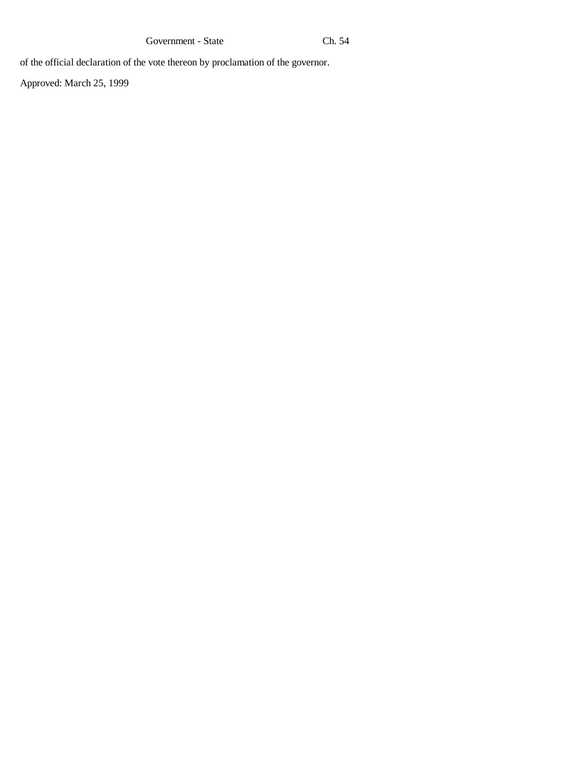of the official declaration of the vote thereon by proclamation of the governor.

Approved: March 25, 1999